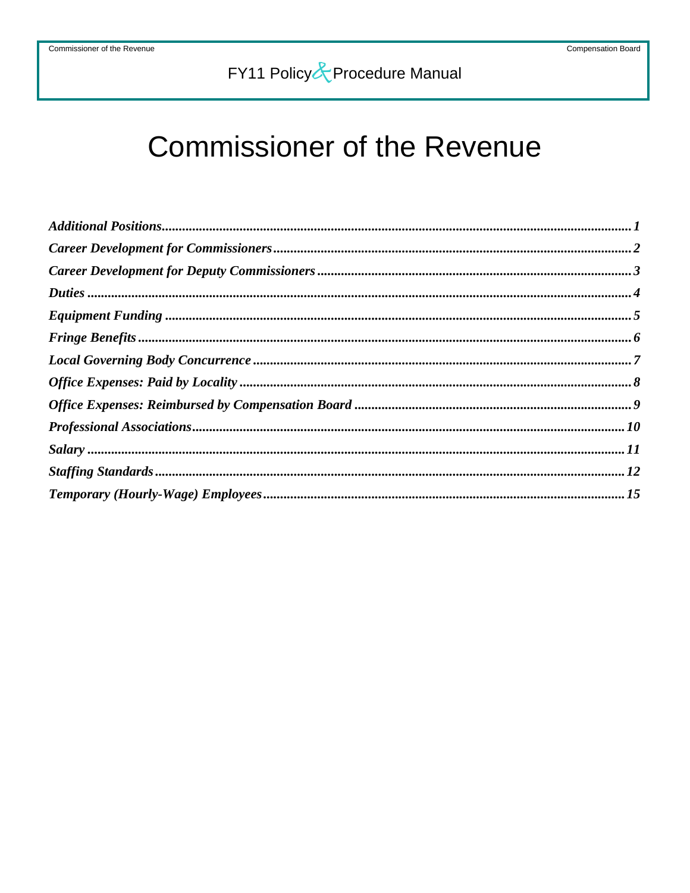# Commissioner of the Revenue

*Additional Positions* ........ 1
*Career Development for Commissioners* ........ 2
*Career Development for Deputy Commissioners* ........ 3
*Duties* ........ 4
*Equipment Funding* ........ 5
*Fringe Benefits* ........ 6
*Local Governing Body Concurrence* ........ 7
*Office Expenses: Paid by Locality* ........ 8
*Office Expenses: Reimbursed by Compensation Board* ........ 9
*Professional Associations* ........ 10
*Salary* ........ 11
*Staffing Standards* ........ 12
*Temporary (Hourly-Wage) Employees* ........ 15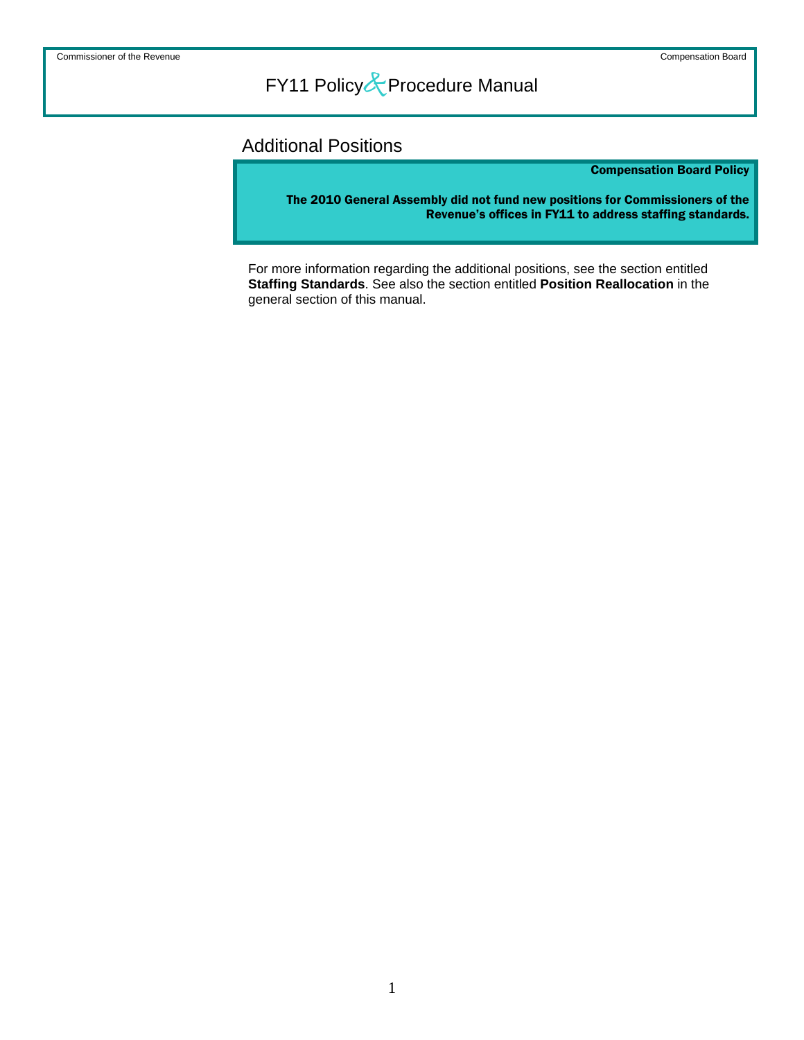## Additional Positions

**Compensation Board Policy**

**The 2010 General Assembly did not fund new positions for Commissioners of the Revenue's offices in FY11 to address staffing standards.**

For more information regarding the additional positions, see the section entitled **Staffing Standards**. See also the section entitled **Position Reallocation** in the general section of this manual.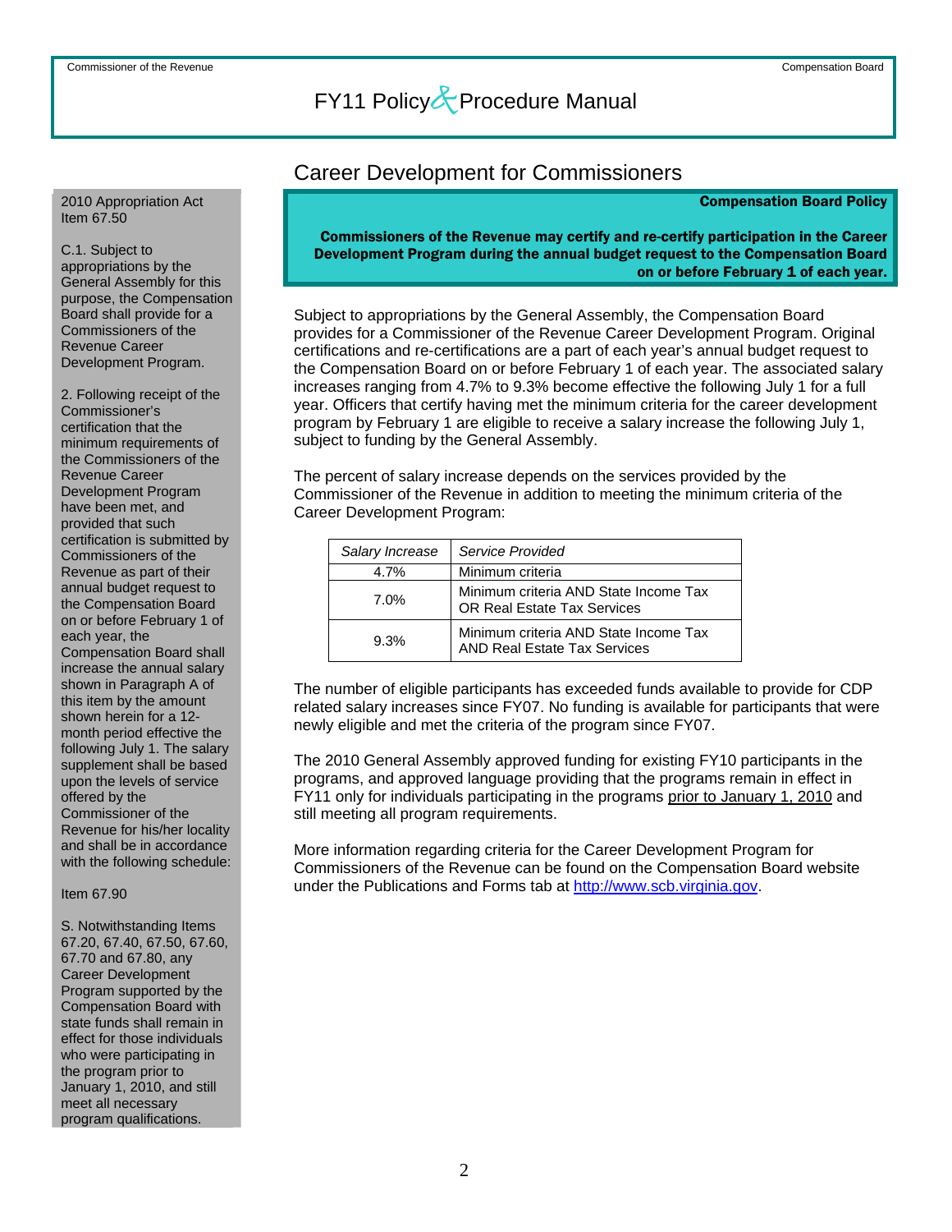## Career Development for Commissioners

2010 Appropriation Act
Item 67.50

C.1. Subject to appropriations by the General Assembly for this purpose, the Compensation Board shall provide for a Commissioners of the Revenue Career Development Program.

2. Following receipt of the Commissioner's certification that the minimum requirements of the Commissioners of the Revenue Career Development Program have been met, and provided that such certification is submitted by Commissioners of the Revenue as part of their annual budget request to the Compensation Board on or before February 1 of each year, the Compensation Board shall increase the annual salary shown in Paragraph A of this item by the amount shown herein for a 12-month period effective the following July 1. The salary supplement shall be based upon the levels of service offered by the Commissioner of the Revenue for his/her locality and shall be in accordance with the following schedule:

Item 67.90

S. Notwithstanding Items 67.20, 67.40, 67.50, 67.60, 67.70 and 67.80, any Career Development Program supported by the Compensation Board with state funds shall remain in effect for those individuals who were participating in the program prior to January 1, 2010, and still meet all necessary program qualifications.

**Compensation Board Policy**

**Commissioners of the Revenue may certify and re-certify participation in the Career Development Program during the annual budget request to the Compensation Board on or before February 1 of each year.**

Subject to appropriations by the General Assembly, the Compensation Board provides for a Commissioner of the Revenue Career Development Program. Original certifications and re-certifications are a part of each year's annual budget request to the Compensation Board on or before February 1 of each year. The associated salary increases ranging from 4.7% to 9.3% become effective the following July 1 for a full year. Officers that certify having met the minimum criteria for the career development program by February 1 are eligible to receive a salary increase the following July 1, subject to funding by the General Assembly.

The percent of salary increase depends on the services provided by the Commissioner of the Revenue in addition to meeting the minimum criteria of the Career Development Program:

| *Salary Increase* | *Service Provided* |
|---|---|
| 4.7% | Minimum criteria |
| 7.0% | Minimum criteria AND State Income Tax OR Real Estate Tax Services |
| 9.3% | Minimum criteria AND State Income Tax AND Real Estate Tax Services |

The number of eligible participants has exceeded funds available to provide for CDP related salary increases since FY07. No funding is available for participants that were newly eligible and met the criteria of the program since FY07.

The 2010 General Assembly approved funding for existing FY10 participants in the programs, and approved language providing that the programs remain in effect in FY11 only for individuals participating in the programs prior to January 1, 2010 and still meeting all program requirements.

More information regarding criteria for the Career Development Program for Commissioners of the Revenue can be found on the Compensation Board website under the Publications and Forms tab at http://www.scb.virginia.gov.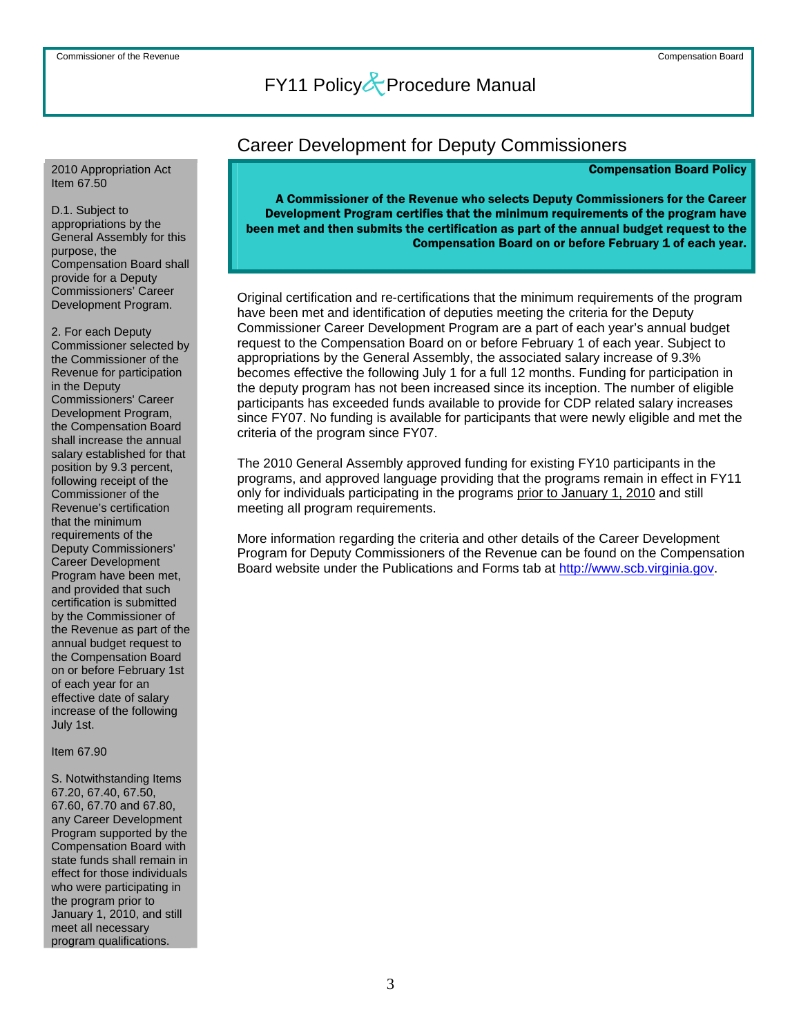## Career Development for Deputy Commissioners

**Compensation Board Policy**

**A Commissioner of the Revenue who selects Deputy Commissioners for the Career Development Program certifies that the minimum requirements of the program have been met and then submits the certification as part of the annual budget request to the Compensation Board on or before February 1 of each year.**

Original certification and re-certifications that the minimum requirements of the program have been met and identification of deputies meeting the criteria for the Deputy Commissioner Career Development Program are a part of each year's annual budget request to the Compensation Board on or before February 1 of each year. Subject to appropriations by the General Assembly, the associated salary increase of 9.3% becomes effective the following July 1 for a full 12 months. Funding for participation in the deputy program has not been increased since its inception. The number of eligible participants has exceeded funds available to provide for CDP related salary increases since FY07. No funding is available for participants that were newly eligible and met the criteria of the program since FY07.

The 2010 General Assembly approved funding for existing FY10 participants in the programs, and approved language providing that the programs remain in effect in FY11 only for individuals participating in the programs <u>prior to January 1, 2010</u> and still meeting all program requirements.

More information regarding the criteria and other details of the Career Development Program for Deputy Commissioners of the Revenue can be found on the Compensation Board website under the Publications and Forms tab at http://www.scb.virginia.gov.

2010 Appropriation Act Item 67.50

D.1. Subject to appropriations by the General Assembly for this purpose, the Compensation Board shall provide for a Deputy Commissioners' Career Development Program.

2. For each Deputy Commissioner selected by the Commissioner of the Revenue for participation in the Deputy Commissioners' Career Development Program, the Compensation Board shall increase the annual salary established for that position by 9.3 percent, following receipt of the Commissioner of the Revenue's certification that the minimum requirements of the Deputy Commissioners' Career Development Program have been met, and provided that such certification is submitted by the Commissioner of the Revenue as part of the annual budget request to the Compensation Board on or before February 1st of each year for an effective date of salary increase of the following July 1st.

Item 67.90

S. Notwithstanding Items 67.20, 67.40, 67.50, 67.60, 67.70 and 67.80, any Career Development Program supported by the Compensation Board with state funds shall remain in effect for those individuals who were participating in the program prior to January 1, 2010, and still meet all necessary program qualifications.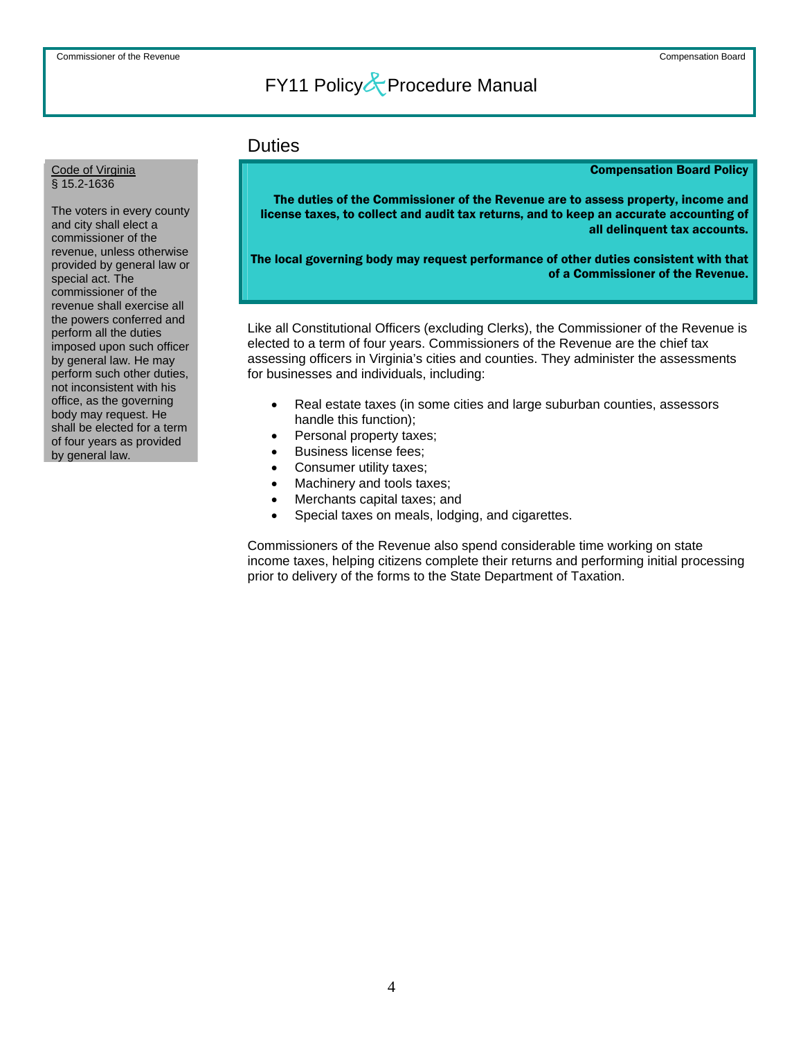## Duties

**Code of Virginia**
§ 15.2-1636

The voters in every county and city shall elect a commissioner of the revenue, unless otherwise provided by general law or special act. The commissioner of the revenue shall exercise all the powers conferred and perform all the duties imposed upon such officer by general law. He may perform such other duties, not inconsistent with his office, as the governing body may request. He shall be elected for a term of four years as provided by general law.

**Compensation Board Policy**

**The duties of the Commissioner of the Revenue are to assess property, income and license taxes, to collect and audit tax returns, and to keep an accurate accounting of all delinquent tax accounts.**

**The local governing body may request performance of other duties consistent with that of a Commissioner of the Revenue.**

Like all Constitutional Officers (excluding Clerks), the Commissioner of the Revenue is elected to a term of four years. Commissioners of the Revenue are the chief tax assessing officers in Virginia's cities and counties. They administer the assessments for businesses and individuals, including:

- Real estate taxes (in some cities and large suburban counties, assessors handle this function);
- Personal property taxes;
- Business license fees;
- Consumer utility taxes;
- Machinery and tools taxes;
- Merchants capital taxes; and
- Special taxes on meals, lodging, and cigarettes.

Commissioners of the Revenue also spend considerable time working on state income taxes, helping citizens complete their returns and performing initial processing prior to delivery of the forms to the State Department of Taxation.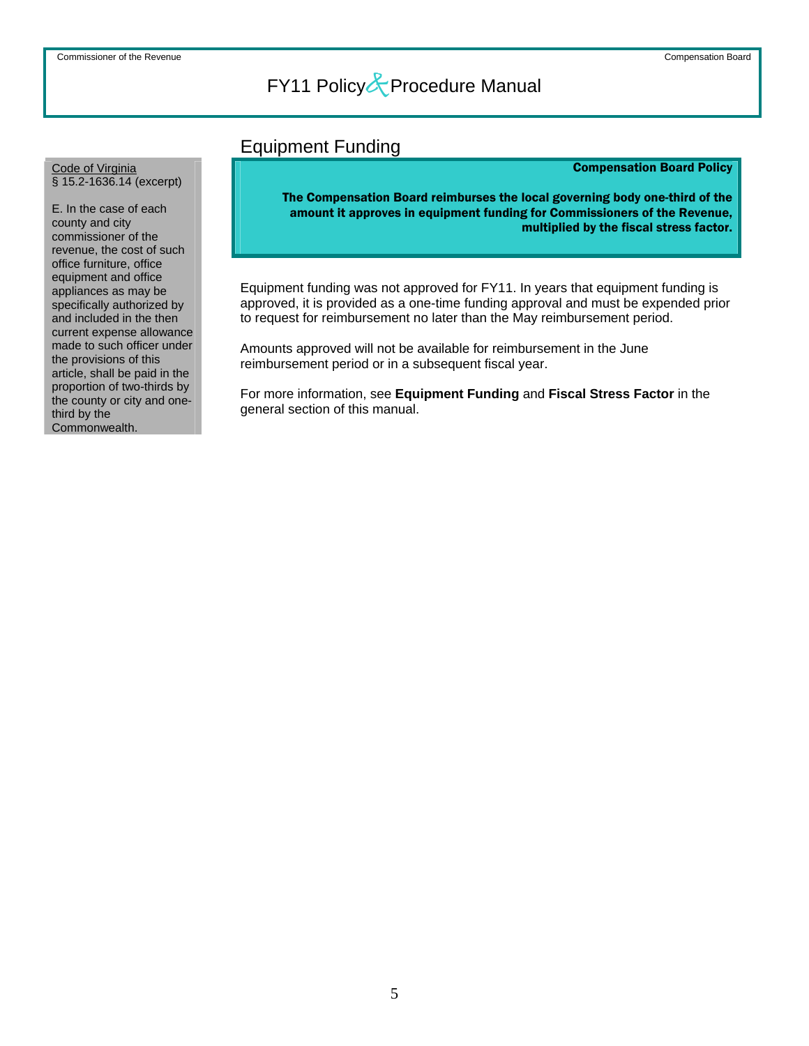## Equipment Funding

Code of Virginia
§ 15.2-1636.14 (excerpt)

E. In the case of each county and city commissioner of the revenue, the cost of such office furniture, office equipment and office appliances as may be specifically authorized by and included in the then current expense allowance made to such officer under the provisions of this article, shall be paid in the proportion of two-thirds by the county or city and one-third by the Commonwealth.

**Compensation Board Policy**

**The Compensation Board reimburses the local governing body one-third of the amount it approves in equipment funding for Commissioners of the Revenue, multiplied by the fiscal stress factor.**

Equipment funding was not approved for FY11. In years that equipment funding is approved, it is provided as a one-time funding approval and must be expended prior to request for reimbursement no later than the May reimbursement period.

Amounts approved will not be available for reimbursement in the June reimbursement period or in a subsequent fiscal year.

For more information, see **Equipment Funding** and **Fiscal Stress Factor** in the general section of this manual.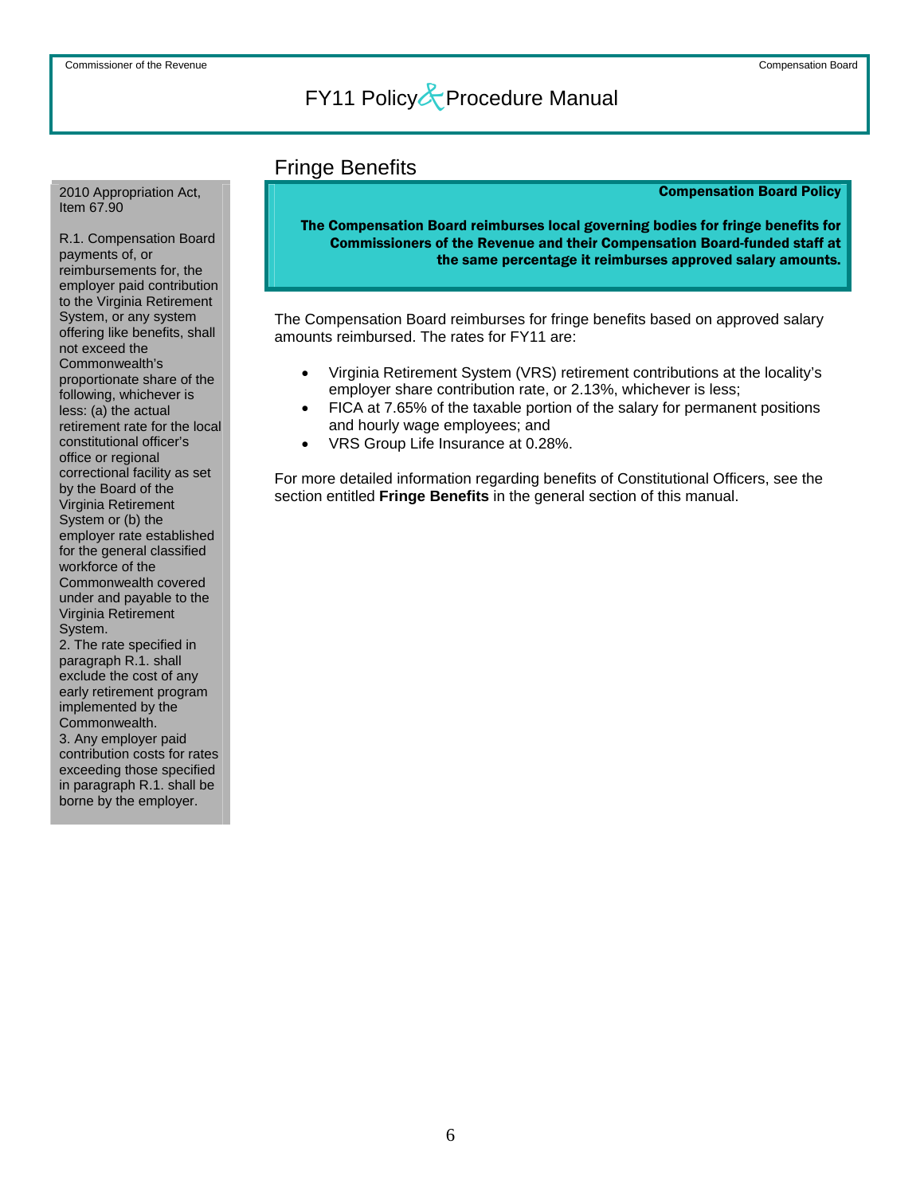## Fringe Benefits

2010 Appropriation Act, Item 67.90

R.1. Compensation Board payments of, or reimbursements for, the employer paid contribution to the Virginia Retirement System, or any system offering like benefits, shall not exceed the Commonwealth's proportionate share of the following, whichever is less: (a) the actual retirement rate for the local constitutional officer's office or regional correctional facility as set by the Board of the Virginia Retirement System or (b) the employer rate established for the general classified workforce of the Commonwealth covered under and payable to the Virginia Retirement System.
2. The rate specified in paragraph R.1. shall exclude the cost of any early retirement program implemented by the Commonwealth.
3. Any employer paid contribution costs for rates exceeding those specified in paragraph R.1. shall be borne by the employer.

**Compensation Board Policy**

**The Compensation Board reimburses local governing bodies for fringe benefits for Commissioners of the Revenue and their Compensation Board-funded staff at the same percentage it reimburses approved salary amounts.**

The Compensation Board reimburses for fringe benefits based on approved salary amounts reimbursed. The rates for FY11 are:

- Virginia Retirement System (VRS) retirement contributions at the locality's employer share contribution rate, or 2.13%, whichever is less;
- FICA at 7.65% of the taxable portion of the salary for permanent positions and hourly wage employees; and
- VRS Group Life Insurance at 0.28%.

For more detailed information regarding benefits of Constitutional Officers, see the section entitled **Fringe Benefits** in the general section of this manual.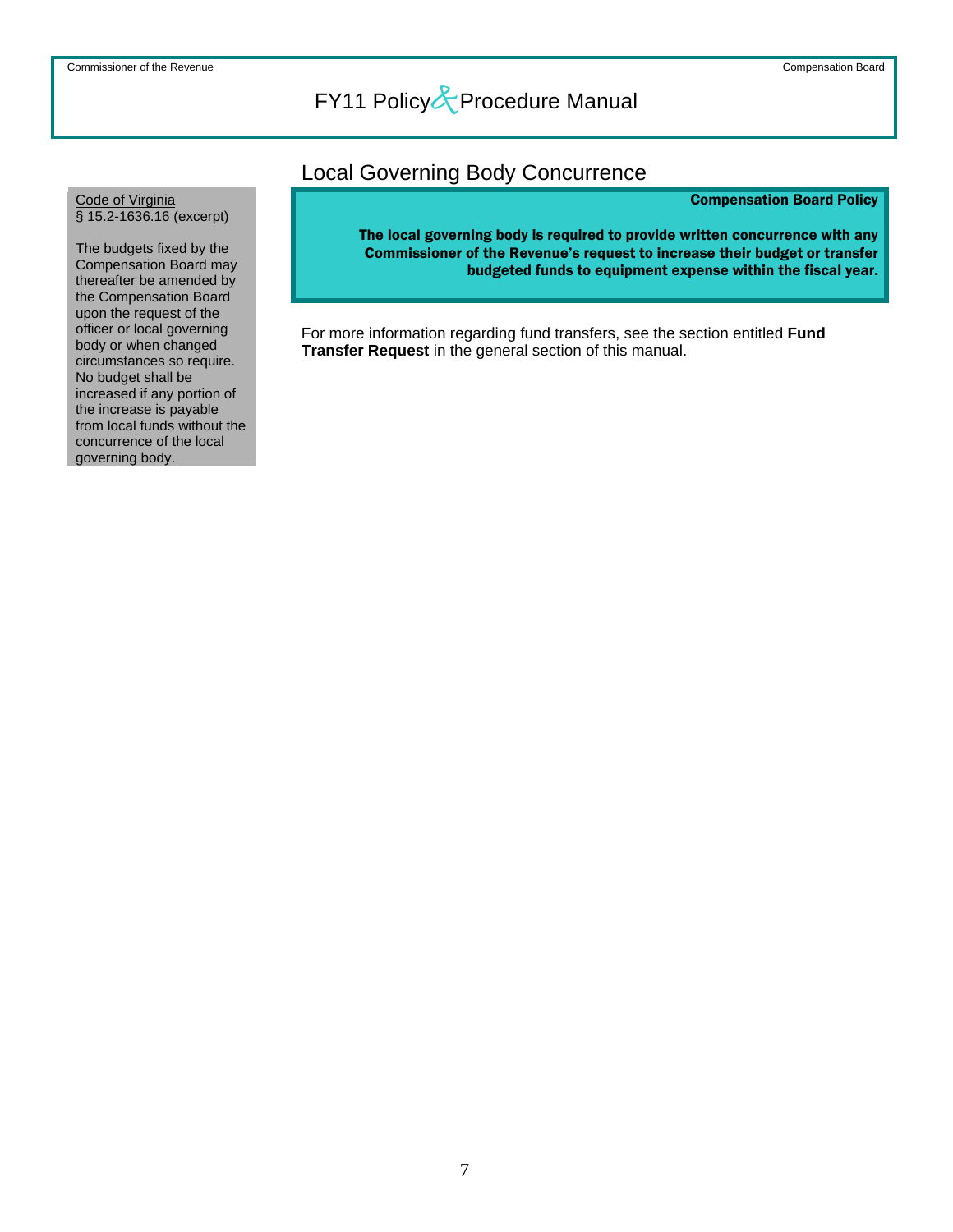## Local Governing Body Concurrence

Code of Virginia
§ 15.2-1636.16 (excerpt)

The budgets fixed by the Compensation Board may thereafter be amended by the Compensation Board upon the request of the officer or local governing body or when changed circumstances so require. No budget shall be increased if any portion of the increase is payable from local funds without the concurrence of the local governing body.

**Compensation Board Policy**

**The local governing body is required to provide written concurrence with any Commissioner of the Revenue's request to increase their budget or transfer budgeted funds to equipment expense within the fiscal year.**

For more information regarding fund transfers, see the section entitled **Fund Transfer Request** in the general section of this manual.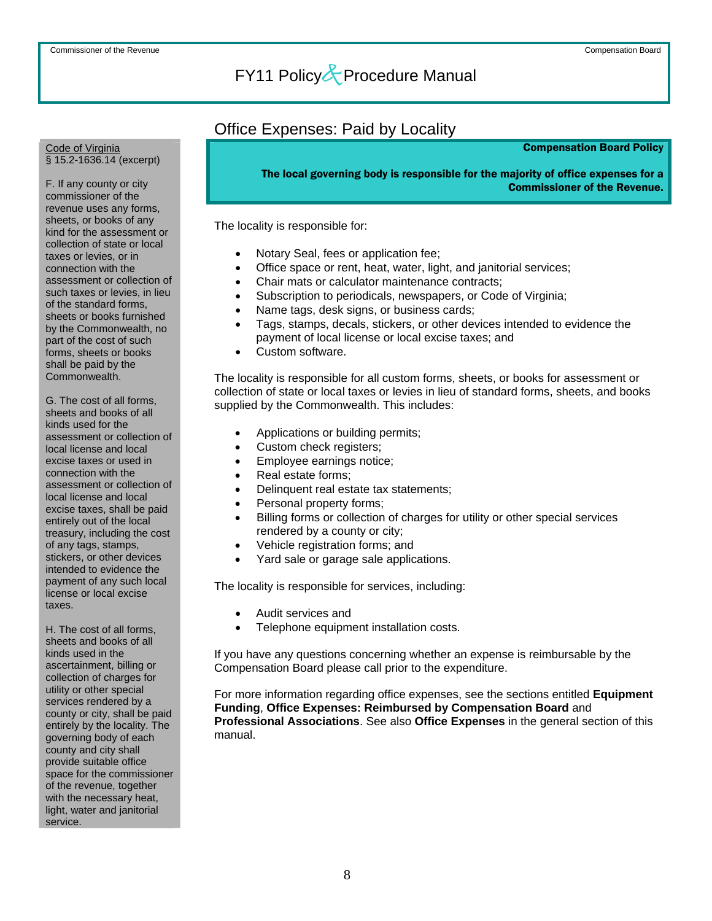# Office Expenses: Paid by Locality

**Compensation Board Policy**

**The local governing body is responsible for the majority of office expenses for a Commissioner of the Revenue.**

Code of Virginia
§ 15.2-1636.14 (excerpt)

F. If any county or city commissioner of the revenue uses any forms, sheets, or books of any kind for the assessment or collection of state or local taxes or levies, or in connection with the assessment or collection of such taxes or levies, in lieu of the standard forms, sheets or books furnished by the Commonwealth, no part of the cost of such forms, sheets or books shall be paid by the Commonwealth.

G. The cost of all forms, sheets and books of all kinds used for the assessment or collection of local license and local excise taxes or used in connection with the assessment or collection of local license and local excise taxes, shall be paid entirely out of the local treasury, including the cost of any tags, stamps, stickers, or other devices intended to evidence the payment of any such local license or local excise taxes.

H. The cost of all forms, sheets and books of all kinds used in the ascertainment, billing or collection of charges for utility or other special services rendered by a county or city, shall be paid entirely by the locality. The governing body of each county and city shall provide suitable office space for the commissioner of the revenue, together with the necessary heat, light, water and janitorial service.

The locality is responsible for:

- Notary Seal, fees or application fee;
- Office space or rent, heat, water, light, and janitorial services;
- Chair mats or calculator maintenance contracts;
- Subscription to periodicals, newspapers, or Code of Virginia;
- Name tags, desk signs, or business cards;
- Tags, stamps, decals, stickers, or other devices intended to evidence the payment of local license or local excise taxes; and
- Custom software.

The locality is responsible for all custom forms, sheets, or books for assessment or collection of state or local taxes or levies in lieu of standard forms, sheets, and books supplied by the Commonwealth. This includes:

- Applications or building permits;
- Custom check registers;
- Employee earnings notice;
- Real estate forms;
- Delinquent real estate tax statements;
- Personal property forms;
- Billing forms or collection of charges for utility or other special services rendered by a county or city;
- Vehicle registration forms; and
- Yard sale or garage sale applications.

The locality is responsible for services, including:

- Audit services and
- Telephone equipment installation costs.

If you have any questions concerning whether an expense is reimbursable by the Compensation Board please call prior to the expenditure.

For more information regarding office expenses, see the sections entitled **Equipment Funding**, **Office Expenses: Reimbursed by Compensation Board** and **Professional Associations**. See also **Office Expenses** in the general section of this manual.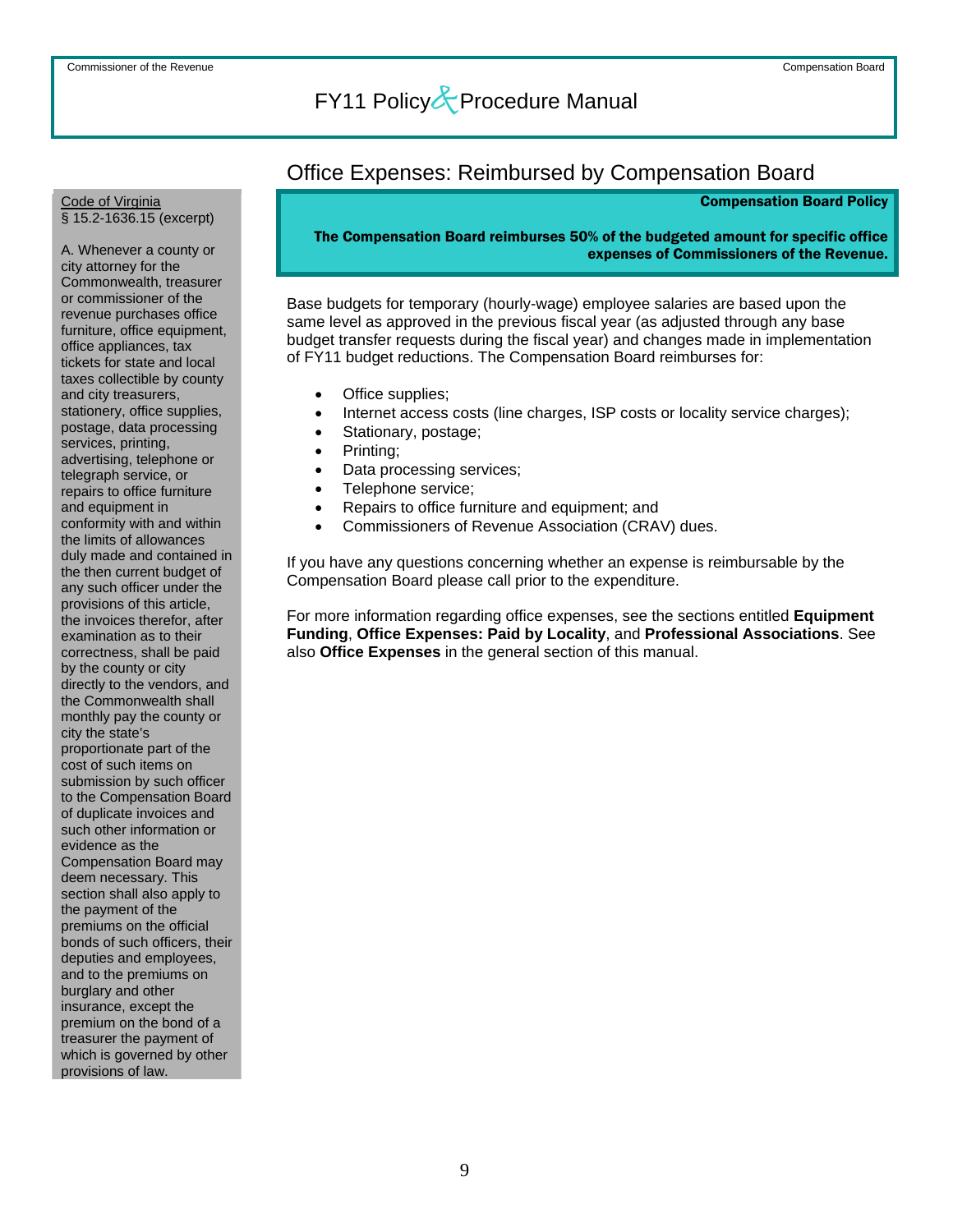## Office Expenses: Reimbursed by Compensation Board

**Compensation Board Policy**

**The Compensation Board reimburses 50% of the budgeted amount for specific office expenses of Commissioners of the Revenue.**

Base budgets for temporary (hourly-wage) employee salaries are based upon the same level as approved in the previous fiscal year (as adjusted through any base budget transfer requests during the fiscal year) and changes made in implementation of FY11 budget reductions. The Compensation Board reimburses for:

- Office supplies;
- Internet access costs (line charges, ISP costs or locality service charges);
- Stationary, postage;
- Printing;
- Data processing services;
- Telephone service;
- Repairs to office furniture and equipment; and
- Commissioners of Revenue Association (CRAV) dues.

If you have any questions concerning whether an expense is reimbursable by the Compensation Board please call prior to the expenditure.

For more information regarding office expenses, see the sections entitled **Equipment Funding**, **Office Expenses: Paid by Locality**, and **Professional Associations**. See also **Office Expenses** in the general section of this manual.

---

Code of Virginia
§ 15.2-1636.15 (excerpt)

A. Whenever a county or city attorney for the Commonwealth, treasurer or commissioner of the revenue purchases office furniture, office equipment, office appliances, tax tickets for state and local taxes collectible by county and city treasurers, stationery, office supplies, postage, data processing services, printing, advertising, telephone or telegraph service, or repairs to office furniture and equipment in conformity with and within the limits of allowances duly made and contained in the then current budget of any such officer under the provisions of this article, the invoices therefor, after examination as to their correctness, shall be paid by the county or city directly to the vendors, and the Commonwealth shall monthly pay the county or city the state's proportionate part of the cost of such items on submission by such officer to the Compensation Board of duplicate invoices and such other information or evidence as the Compensation Board may deem necessary. This section shall also apply to the payment of the premiums on the official bonds of such officers, their deputies and employees, and to the premiums on burglary and other insurance, except the premium on the bond of a treasurer the payment of which is governed by other provisions of law.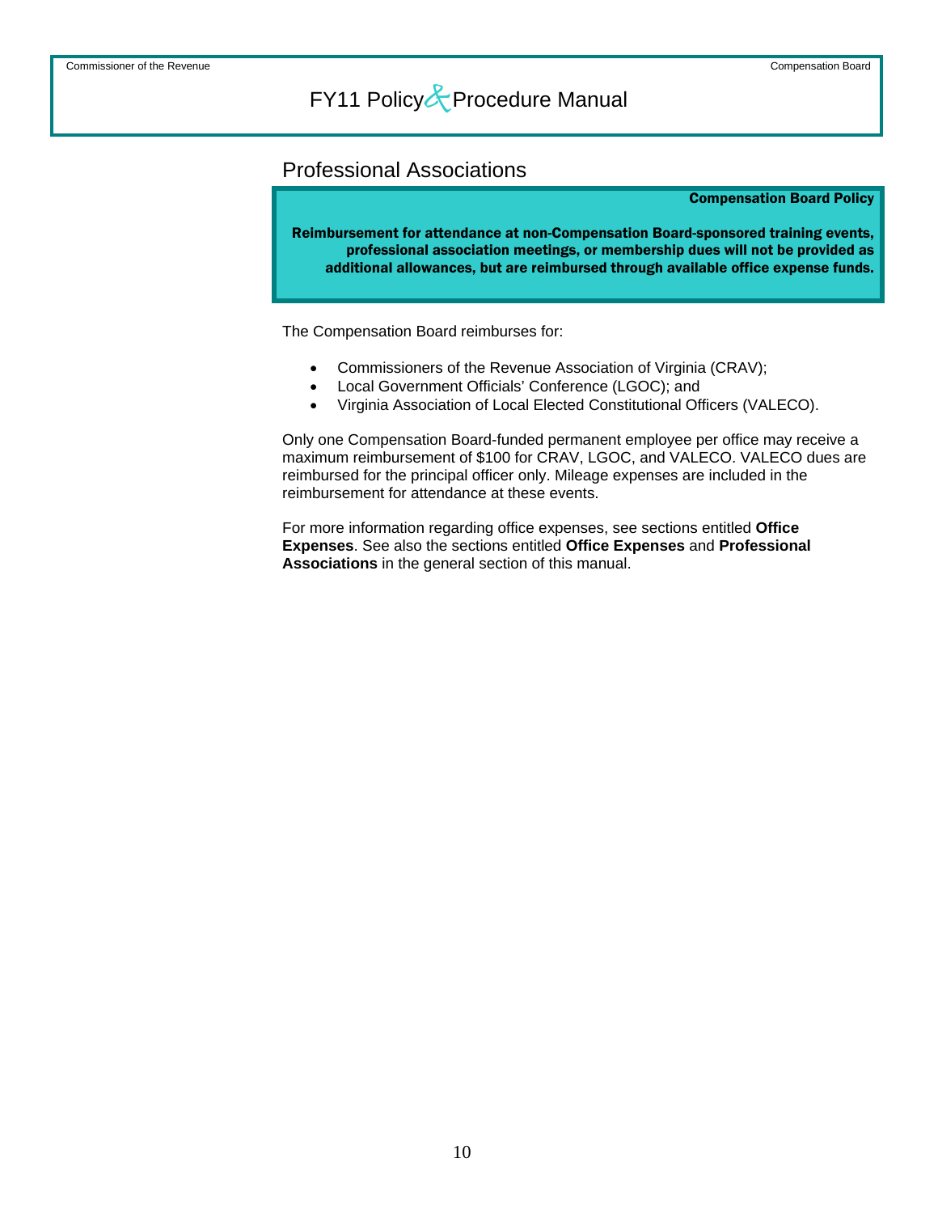## Professional Associations

**Compensation Board Policy**

**Reimbursement for attendance at non-Compensation Board-sponsored training events, professional association meetings, or membership dues will not be provided as additional allowances, but are reimbursed through available office expense funds.**

The Compensation Board reimburses for:

- Commissioners of the Revenue Association of Virginia (CRAV);
- Local Government Officials' Conference (LGOC); and
- Virginia Association of Local Elected Constitutional Officers (VALECO).

Only one Compensation Board-funded permanent employee per office may receive a maximum reimbursement of $100 for CRAV, LGOC, and VALECO. VALECO dues are reimbursed for the principal officer only. Mileage expenses are included in the reimbursement for attendance at these events.

For more information regarding office expenses, see sections entitled **Office Expenses**. See also the sections entitled **Office Expenses** and **Professional Associations** in the general section of this manual.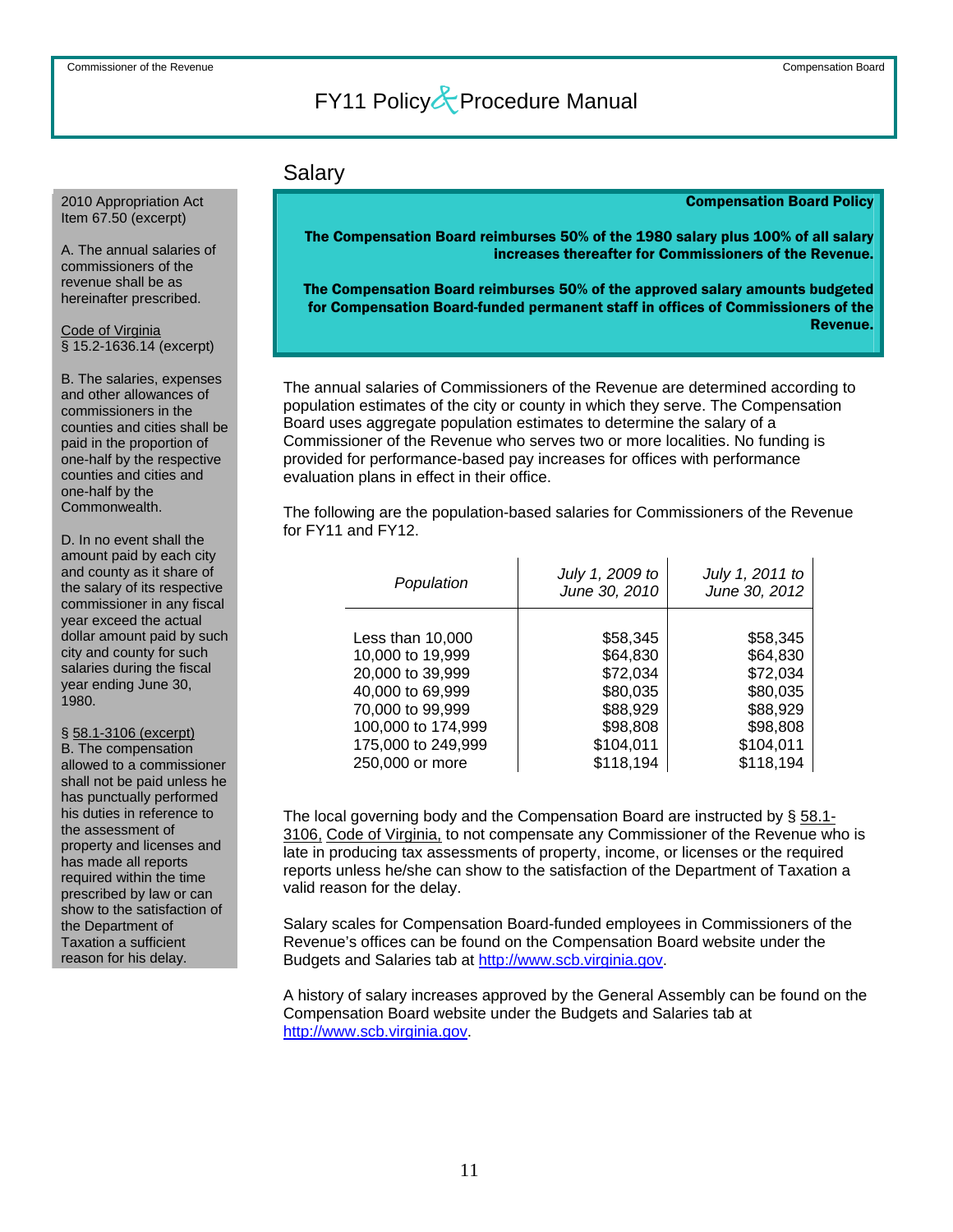## Salary

2010 Appropriation Act
Item 67.50 (excerpt)

A. The annual salaries of commissioners of the revenue shall be as hereinafter prescribed.

Code of Virginia
§ 15.2-1636.14 (excerpt)

B. The salaries, expenses and other allowances of commissioners in the counties and cities shall be paid in the proportion of one-half by the respective counties and cities and one-half by the Commonwealth.

D. In no event shall the amount paid by each city and county as it share of the salary of its respective commissioner in any fiscal year exceed the actual dollar amount paid by such city and county for such salaries during the fiscal year ending June 30, 1980.

§ 58.1-3106 (excerpt)
B. The compensation allowed to a commissioner shall not be paid unless he has punctually performed his duties in reference to the assessment of property and licenses and has made all reports required within the time prescribed by law or can show to the satisfaction of the Department of Taxation a sufficient reason for his delay.

**Compensation Board Policy**

**The Compensation Board reimburses 50% of the 1980 salary plus 100% of all salary increases thereafter for Commissioners of the Revenue.**

**The Compensation Board reimburses 50% of the approved salary amounts budgeted for Compensation Board-funded permanent staff in offices of Commissioners of the Revenue.**

The annual salaries of Commissioners of the Revenue are determined according to population estimates of the city or county in which they serve. The Compensation Board uses aggregate population estimates to determine the salary of a Commissioner of the Revenue who serves two or more localities. No funding is provided for performance-based pay increases for offices with performance evaluation plans in effect in their office.

The following are the population-based salaries for Commissioners of the Revenue for FY11 and FY12.

| *Population* | *July 1, 2009 to June 30, 2010* | *July 1, 2011 to June 30, 2012* |
|---|---|---|
| Less than 10,000 | $58,345 | $58,345 |
| 10,000 to 19,999 | $64,830 | $64,830 |
| 20,000 to 39,999 | $72,034 | $72,034 |
| 40,000 to 69,999 | $80,035 | $80,035 |
| 70,000 to 99,999 | $88,929 | $88,929 |
| 100,000 to 174,999 | $98,808 | $98,808 |
| 175,000 to 249,999 | $104,011 | $104,011 |
| 250,000 or more | $118,194 | $118,194 |

The local governing body and the Compensation Board are instructed by § 58.1-3106, Code of Virginia, to not compensate any Commissioner of the Revenue who is late in producing tax assessments of property, income, or licenses or the required reports unless he/she can show to the satisfaction of the Department of Taxation a valid reason for the delay.

Salary scales for Compensation Board-funded employees in Commissioners of the Revenue's offices can be found on the Compensation Board website under the Budgets and Salaries tab at http://www.scb.virginia.gov.

A history of salary increases approved by the General Assembly can be found on the Compensation Board website under the Budgets and Salaries tab at http://www.scb.virginia.gov.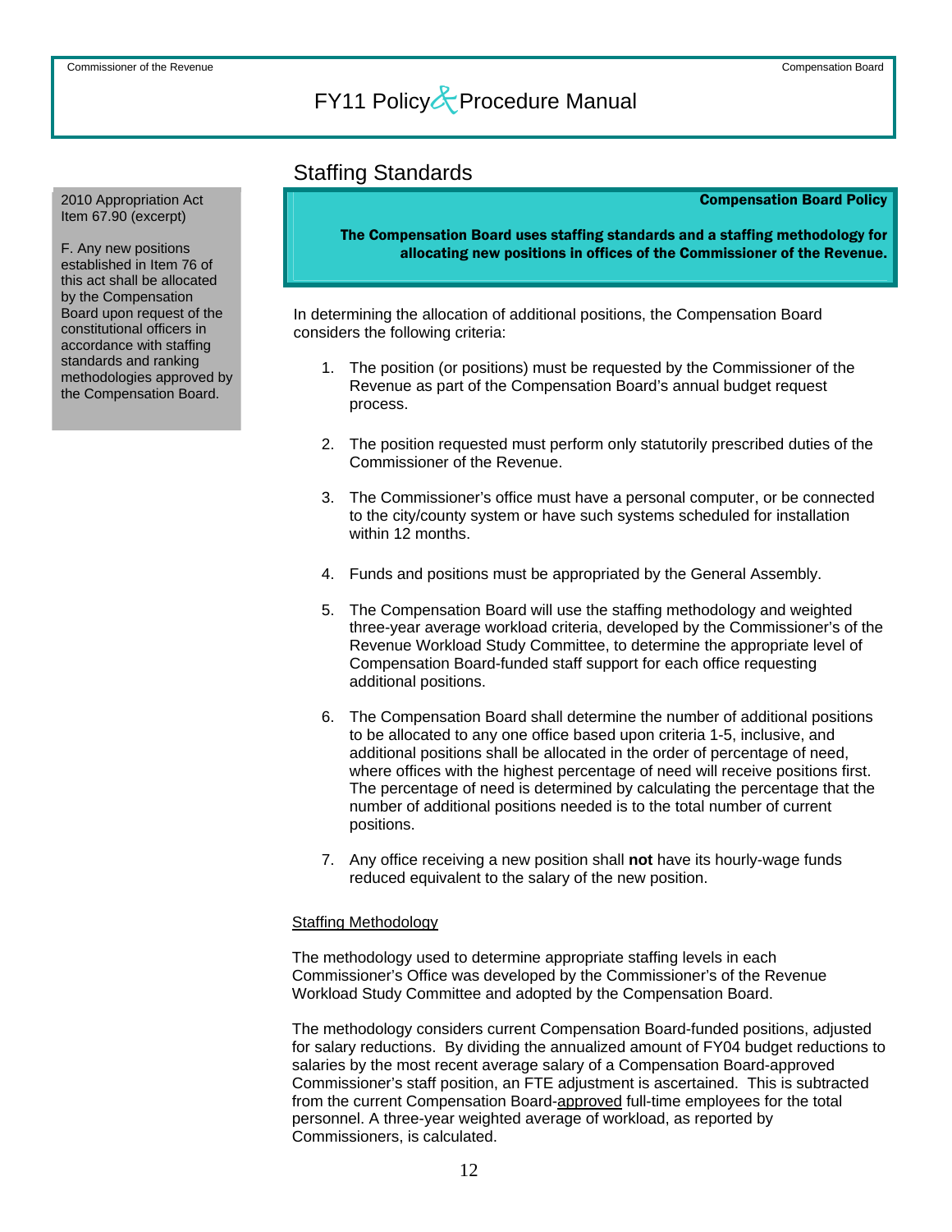## Staffing Standards

> 2010 Appropriation Act Item 67.90 (excerpt)
>
> F. Any new positions established in Item 76 of this act shall be allocated by the Compensation Board upon request of the constitutional officers in accordance with staffing standards and ranking methodologies approved by the Compensation Board.

**Compensation Board Policy**

**The Compensation Board uses staffing standards and a staffing methodology for allocating new positions in offices of the Commissioner of the Revenue.**

In determining the allocation of additional positions, the Compensation Board considers the following criteria:

1. The position (or positions) must be requested by the Commissioner of the Revenue as part of the Compensation Board's annual budget request process.

2. The position requested must perform only statutorily prescribed duties of the Commissioner of the Revenue.

3. The Commissioner's office must have a personal computer, or be connected to the city/county system or have such systems scheduled for installation within 12 months.

4. Funds and positions must be appropriated by the General Assembly.

5. The Compensation Board will use the staffing methodology and weighted three-year average workload criteria, developed by the Commissioner's of the Revenue Workload Study Committee, to determine the appropriate level of Compensation Board-funded staff support for each office requesting additional positions.

6. The Compensation Board shall determine the number of additional positions to be allocated to any one office based upon criteria 1-5, inclusive, and additional positions shall be allocated in the order of percentage of need, where offices with the highest percentage of need will receive positions first. The percentage of need is determined by calculating the percentage that the number of additional positions needed is to the total number of current positions.

7. Any office receiving a new position shall **not** have its hourly-wage funds reduced equivalent to the salary of the new position.

<u>Staffing Methodology</u>

The methodology used to determine appropriate staffing levels in each Commissioner's Office was developed by the Commissioner's of the Revenue Workload Study Committee and adopted by the Compensation Board.

The methodology considers current Compensation Board-funded positions, adjusted for salary reductions. By dividing the annualized amount of FY04 budget reductions to salaries by the most recent average salary of a Compensation Board-approved Commissioner's staff position, an FTE adjustment is ascertained. This is subtracted from the current Compensation Board-<u>approved</u> full-time employees for the total personnel. A three-year weighted average of workload, as reported by Commissioners, is calculated.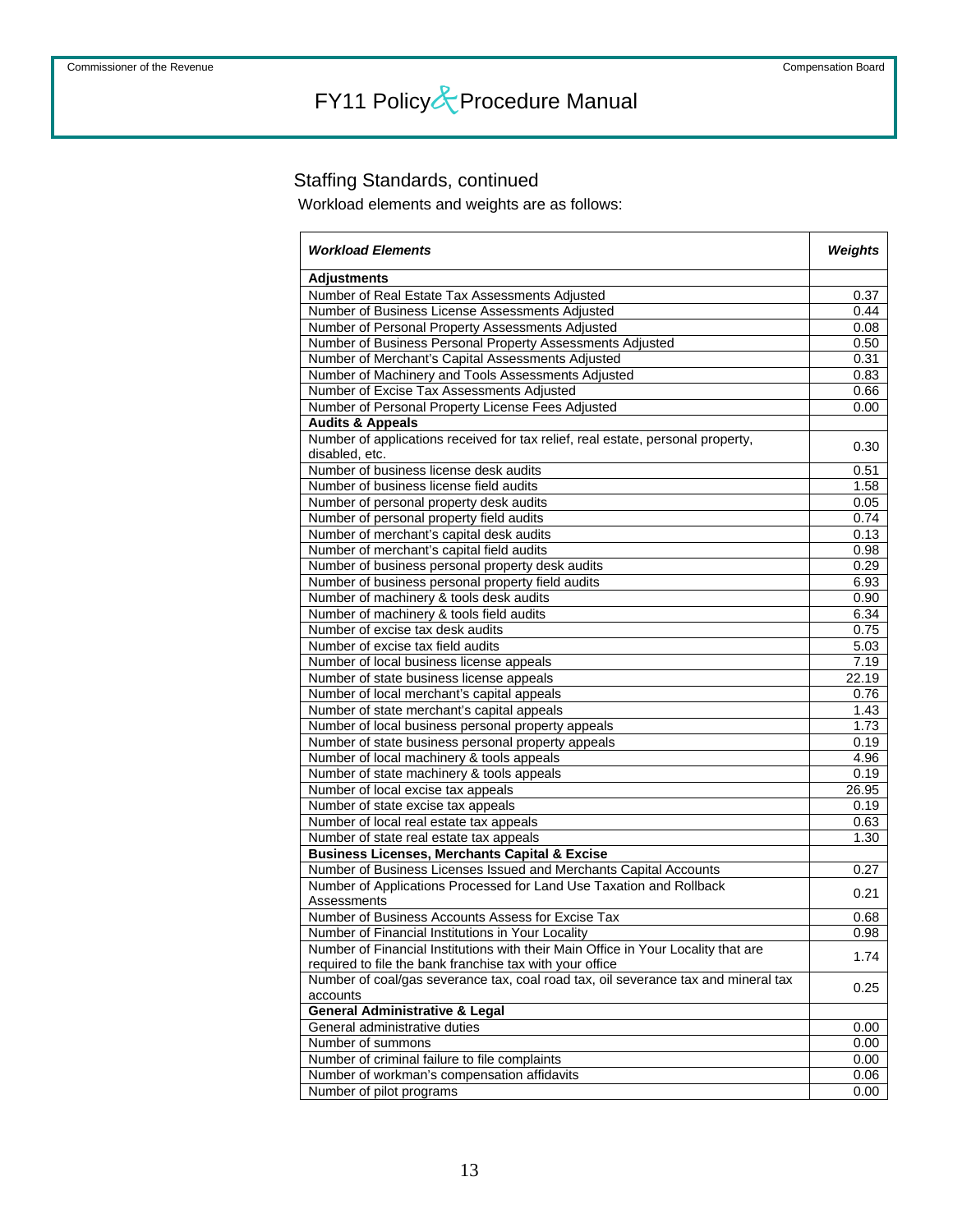## Staffing Standards, continued

Workload elements and weights are as follows:

| ***Workload Elements*** | ***Weights*** |
|---|---|
| **Adjustments** | |
| Number of Real Estate Tax Assessments Adjusted | 0.37 |
| Number of Business License Assessments Adjusted | 0.44 |
| Number of Personal Property Assessments Adjusted | 0.08 |
| Number of Business Personal Property Assessments Adjusted | 0.50 |
| Number of Merchant's Capital Assessments Adjusted | 0.31 |
| Number of Machinery and Tools Assessments Adjusted | 0.83 |
| Number of Excise Tax Assessments Adjusted | 0.66 |
| Number of Personal Property License Fees Adjusted | 0.00 |
| **Audits & Appeals** | |
| Number of applications received for tax relief, real estate, personal property, disabled, etc. | 0.30 |
| Number of business license desk audits | 0.51 |
| Number of business license field audits | 1.58 |
| Number of personal property desk audits | 0.05 |
| Number of personal property field audits | 0.74 |
| Number of merchant's capital desk audits | 0.13 |
| Number of merchant's capital field audits | 0.98 |
| Number of business personal property desk audits | 0.29 |
| Number of business personal property field audits | 6.93 |
| Number of machinery & tools desk audits | 0.90 |
| Number of machinery & tools field audits | 6.34 |
| Number of excise tax desk audits | 0.75 |
| Number of excise tax field audits | 5.03 |
| Number of local business license appeals | 7.19 |
| Number of state business license appeals | 22.19 |
| Number of local merchant's capital appeals | 0.76 |
| Number of state merchant's capital appeals | 1.43 |
| Number of local business personal property appeals | 1.73 |
| Number of state business personal property appeals | 0.19 |
| Number of local machinery & tools appeals | 4.96 |
| Number of state machinery & tools appeals | 0.19 |
| Number of local excise tax appeals | 26.95 |
| Number of state excise tax appeals | 0.19 |
| Number of local real estate tax appeals | 0.63 |
| Number of state real estate tax appeals | 1.30 |
| **Business Licenses, Merchants Capital & Excise** | |
| Number of Business Licenses Issued and Merchants Capital Accounts | 0.27 |
| Number of Applications Processed for Land Use Taxation and Rollback Assessments | 0.21 |
| Number of Business Accounts Assess for Excise Tax | 0.68 |
| Number of Financial Institutions in Your Locality | 0.98 |
| Number of Financial Institutions with their Main Office in Your Locality that are required to file the bank franchise tax with your office | 1.74 |
| Number of coal/gas severance tax, coal road tax, oil severance tax and mineral tax accounts | 0.25 |
| **General Administrative & Legal** | |
| General administrative duties | 0.00 |
| Number of summons | 0.00 |
| Number of criminal failure to file complaints | 0.00 |
| Number of workman's compensation affidavits | 0.06 |
| Number of pilot programs | 0.00 |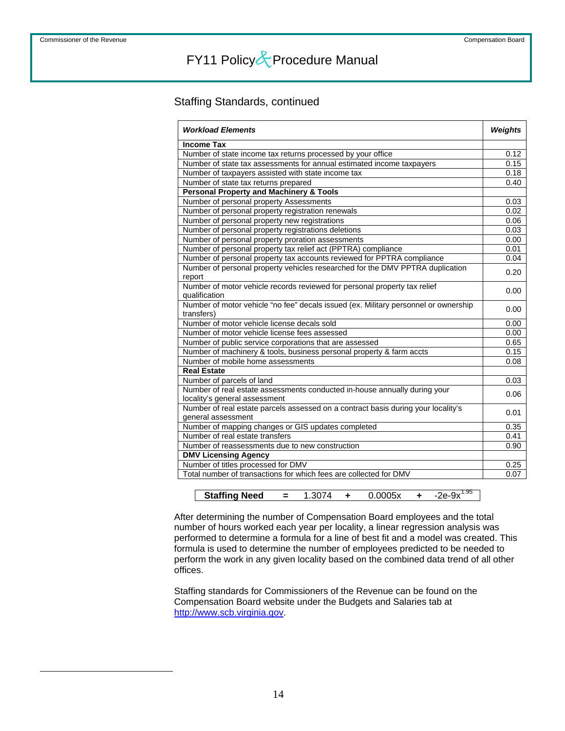## Staffing Standards, continued

| ***Workload Elements*** | ***Weights*** |
|---|---|
| **Income Tax** | |
| Number of state income tax returns processed by your office | 0.12 |
| Number of state tax assessments for annual estimated income taxpayers | 0.15 |
| Number of taxpayers assisted with state income tax | 0.18 |
| Number of state tax returns prepared | 0.40 |
| **Personal Property and Machinery & Tools** | |
| Number of personal property Assessments | 0.03 |
| Number of personal property registration renewals | 0.02 |
| Number of personal property new registrations | 0.06 |
| Number of personal property registrations deletions | 0.03 |
| Number of personal property proration assessments | 0.00 |
| Number of personal property tax relief act (PPTRA) compliance | 0.01 |
| Number of personal property tax accounts reviewed for PPTRA compliance | 0.04 |
| Number of personal property vehicles researched for the DMV PPTRA duplication report | 0.20 |
| Number of motor vehicle records reviewed for personal property tax relief qualification | 0.00 |
| Number of motor vehicle "no fee" decals issued (ex. Military personnel or ownership transfers) | 0.00 |
| Number of motor vehicle license decals sold | 0.00 |
| Number of motor vehicle license fees assessed | 0.00 |
| Number of public service corporations that are assessed | 0.65 |
| Number of machinery & tools, business personal property & farm accts | 0.15 |
| Number of mobile home assessments | 0.08 |
| **Real Estate** | |
| Number of parcels of land | 0.03 |
| Number of real estate assessments conducted in-house annually during your locality's general assessment | 0.06 |
| Number of real estate parcels assessed on a contract basis during your locality's general assessment | 0.01 |
| Number of mapping changes or GIS updates completed | 0.35 |
| Number of real estate transfers | 0.41 |
| Number of reassessments due to new construction | 0.90 |
| **DMV Licensing Agency** | |
| Number of titles processed for DMV | 0.25 |
| Total number of transactions for which fees are collected for DMV | 0.07 |

**Staffing Need** $= 1.3074 + 0.0005x + -2e\text{-}9x^{1.95}$

After determining the number of Compensation Board employees and the total number of hours worked each year per locality, a linear regression analysis was performed to determine a formula for a line of best fit and a model was created. This formula is used to determine the number of employees predicted to be needed to perform the work in any given locality based on the combined data trend of all other offices.

Staffing standards for Commissioners of the Revenue can be found on the Compensation Board website under the Budgets and Salaries tab at http://www.scb.virginia.gov.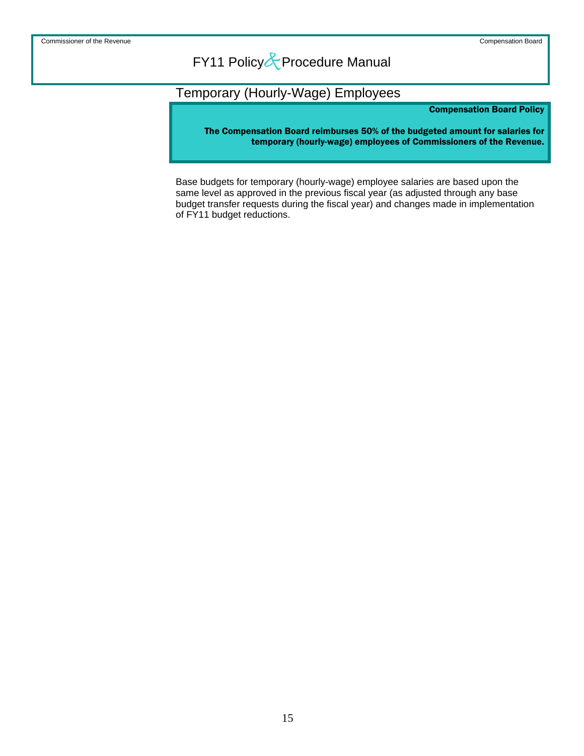## Temporary (Hourly-Wage) Employees

**Compensation Board Policy**

**The Compensation Board reimburses 50% of the budgeted amount for salaries for temporary (hourly-wage) employees of Commissioners of the Revenue.**

Base budgets for temporary (hourly-wage) employee salaries are based upon the same level as approved in the previous fiscal year (as adjusted through any base budget transfer requests during the fiscal year) and changes made in implementation of FY11 budget reductions.